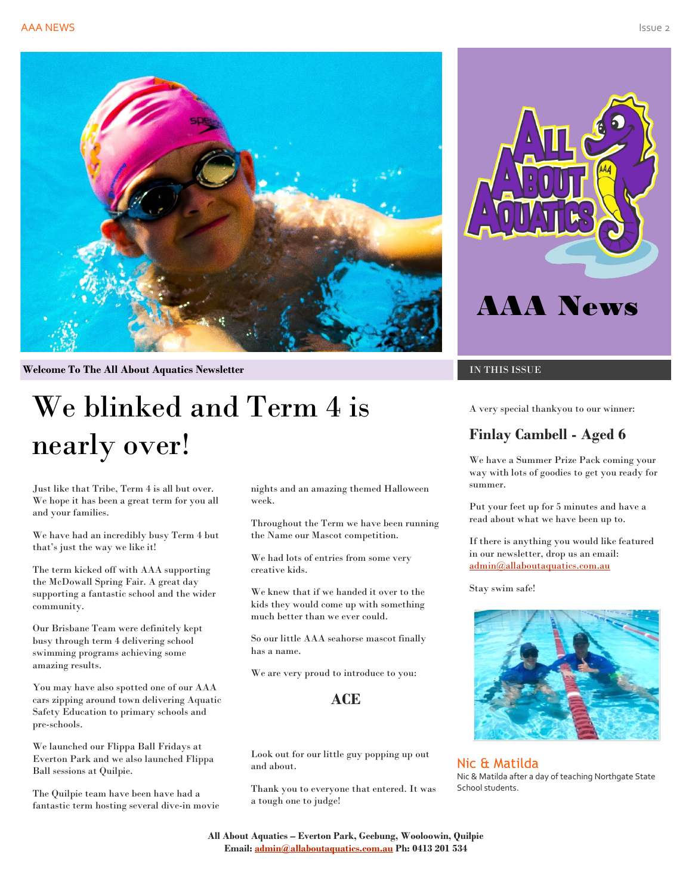# AAA News

**Welcome To The All About Aquatics Newsletter**

# We blinked and Term 4 is nearly over!

Just like that Tribe, Term 4 is all but over. We hope it has been a great term for you all and your families.

We have had an incredibly busy Term 4 but that's just the way we like it!

The term kicked off with AAA supporting the McDowall Spring Fair. A great day supporting a fantastic school and the wider community.

Our Brisbane Team were definitely kept busy through term 4 delivering school swimming programs achieving some amazing results.

You may have also spotted one of our AAA cars zipping around town delivering Aquatic Safety Education to primary schools and pre-schools.

We launched our Flippa Ball Fridays at Everton Park and we also launched Flippa Ball sessions at Quilpie.

The Quilpie team have been have had a fantastic term hosting several dive-in movie nights and an amazing themed Halloween week.

Throughout the Term we have been running the Name our Mascot competition.

We had lots of entries from some very creative kids.

We knew that if we handed it over to the kids they would come up with something much better than we ever could.

So our little AAA seahorse mascot finally has a name.

We are very proud to introduce to you:

**ACE**

Look out for our little guy popping up out and about.

Thank you to everyone that entered. It was a tough one to judge!

## IN THIS ISSUE

A very special thankyou to our winner:

### Finlay Cambell - Aged 6

We have a Summer Prize Pack coming your way with lots of goodies to get you ready for summer.

Put your feet up for 5 minutes and have a read about what we have been up to.

If there is anything you would like featured in our newsletter, drop us an email: admin@allaboutaquatics.com.au

Stay swim safe!

### Nic & Matilda

Nic & Matilda after a day of teaching Northgate State School students.

**All About Aquatics – Everton Park, Geebung, Wooloowin, Quilpie**
**Email: admin@allaboutaquatics.com.au Ph: 0413 201 534**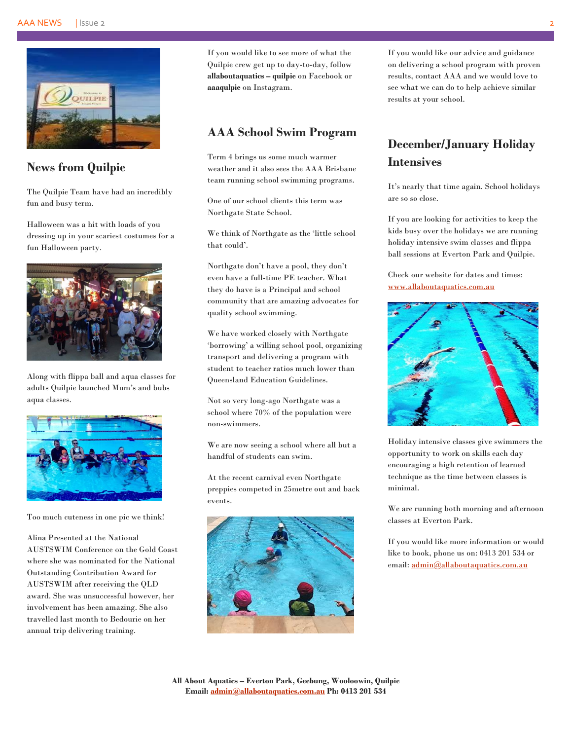## News from Quilpie

The Quilpie Team have had an incredibly fun and busy term.

Halloween was a hit with loads of you dressing up in your scariest costumes for a fun Halloween party.

Along with flippa ball and aqua classes for adults Quilpie launched Mum's and bubs aqua classes.

Too much cuteness in one pic we think!

Alina Presented at the National AUSTSWIM Conference on the Gold Coast where she was nominated for the National Outstanding Contribution Award for AUSTSWIM after receiving the QLD award. She was unsuccessful however, her involvement has been amazing. She also travelled last month to Bedourie on her annual trip delivering training.

If you would like to see more of what the Quilpie crew get up to day-to-day, follow **allaboutaquatics – quilpie** on Facebook or **aaaqulpie** on Instagram.

## AAA School Swim Program

Term 4 brings us some much warmer weather and it also sees the AAA Brisbane team running school swimming programs.

One of our school clients this term was Northgate State School.

We think of Northgate as the 'little school that could'.

Northgate don't have a pool, they don't even have a full-time PE teacher. What they do have is a Principal and school community that are amazing advocates for quality school swimming.

We have worked closely with Northgate 'borrowing' a willing school pool, organizing transport and delivering a program with student to teacher ratios much lower than Queensland Education Guidelines.

Not so very long-ago Northgate was a school where 70% of the population were non-swimmers.

We are now seeing a school where all but a handful of students can swim.

At the recent carnival even Northgate preppies competed in 25metre out and back events.

If you would like our advice and guidance on delivering a school program with proven results, contact AAA and we would love to see what we can do to help achieve similar results at your school.

## December/January Holiday Intensives

It's nearly that time again. School holidays are so so close.

If you are looking for activities to keep the kids busy over the holidays we are running holiday intensive swim classes and flippa ball sessions at Everton Park and Quilpie.

Check our website for dates and times: www.allaboutaquatics.com.au

Holiday intensive classes give swimmers the opportunity to work on skills each day encouraging a high retention of learned technique as the time between classes is minimal.

We are running both morning and afternoon classes at Everton Park.

If you would like more information or would like to book, phone us on: 0413 201 534 or email: admin@allaboutaquatics.com.au

**All About Aquatics – Everton Park, Geebung, Wooloowin, Quilpie**
**Email: admin@allaboutaquatics.com.au Ph: 0413 201 534**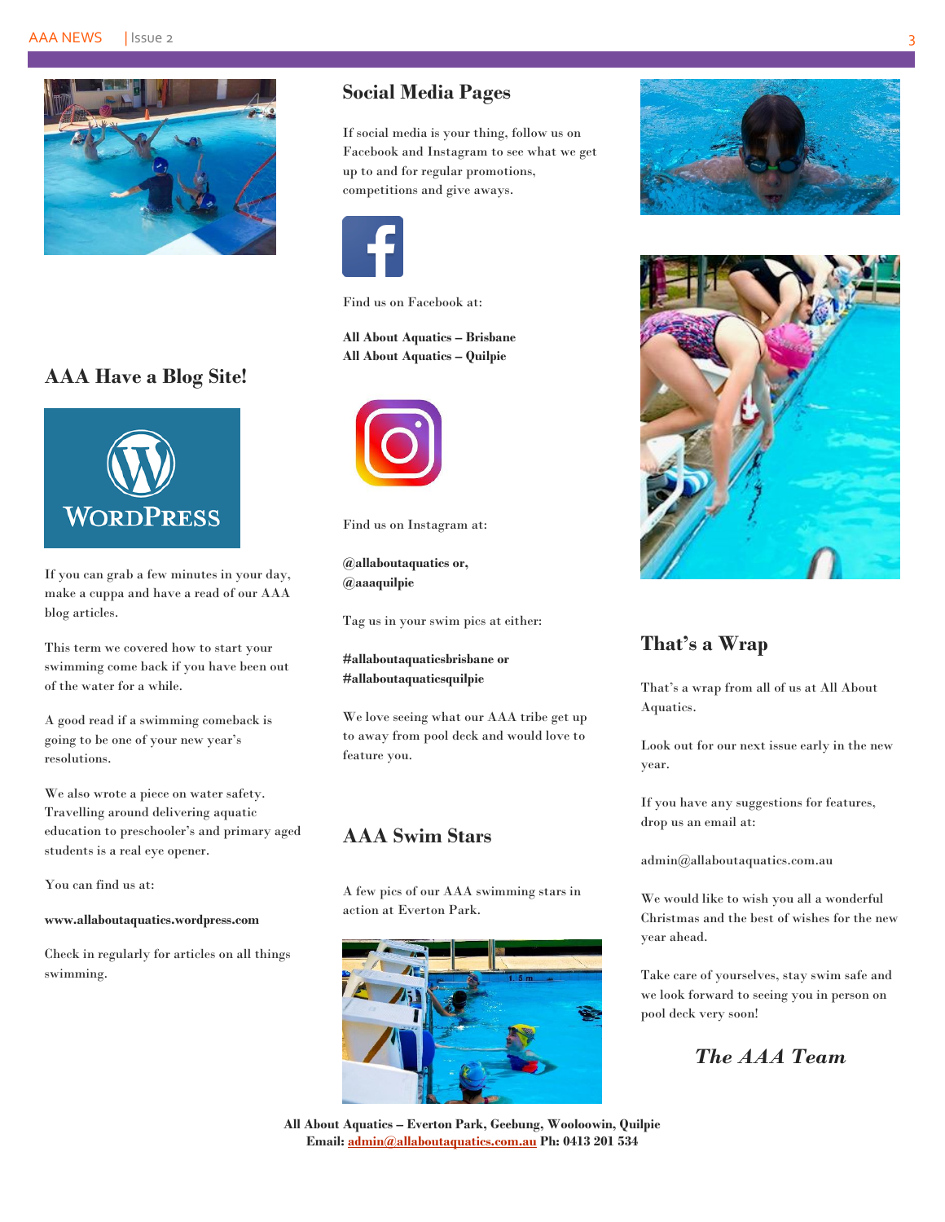## AAA Have a Blog Site!

If you can grab a few minutes in your day, make a cuppa and have a read of our AAA blog articles.

This term we covered how to start your swimming come back if you have been out of the water for a while.

A good read if a swimming comeback is going to be one of your new year's resolutions.

We also wrote a piece on water safety. Travelling around delivering aquatic education to preschooler's and primary aged students is a real eye opener.

You can find us at:

**www.allaboutaquatics.wordpress.com**

Check in regularly for articles on all things swimming.

## Social Media Pages

If social media is your thing, follow us on Facebook and Instagram to see what we get up to and for regular promotions, competitions and give aways.

Find us on Facebook at:

**All About Aquatics – Brisbane**
**All About Aquatics – Quilpie**

Find us on Instagram at:

**@allaboutaquatics or,**
**@aaaquilpie**

Tag us in your swim pics at either:

**#allaboutaquaticsbrisbane or**
**#allaboutaquaticsquilpie**

We love seeing what our AAA tribe get up to away from pool deck and would love to feature you.

## AAA Swim Stars

A few pics of our AAA swimming stars in action at Everton Park.

## That's a Wrap

That's a wrap from all of us at All About Aquatics.

Look out for our next issue early in the new year.

If you have any suggestions for features, drop us an email at:

admin@allaboutaquatics.com.au

We would like to wish you all a wonderful Christmas and the best of wishes for the new year ahead.

Take care of yourselves, stay swim safe and we look forward to seeing you in person on pool deck very soon!

***The AAA Team***

**All About Aquatics – Everton Park, Geebung, Wooloowin, Quilpie**
**Email: admin@allaboutaquatics.com.au Ph: 0413 201 534**